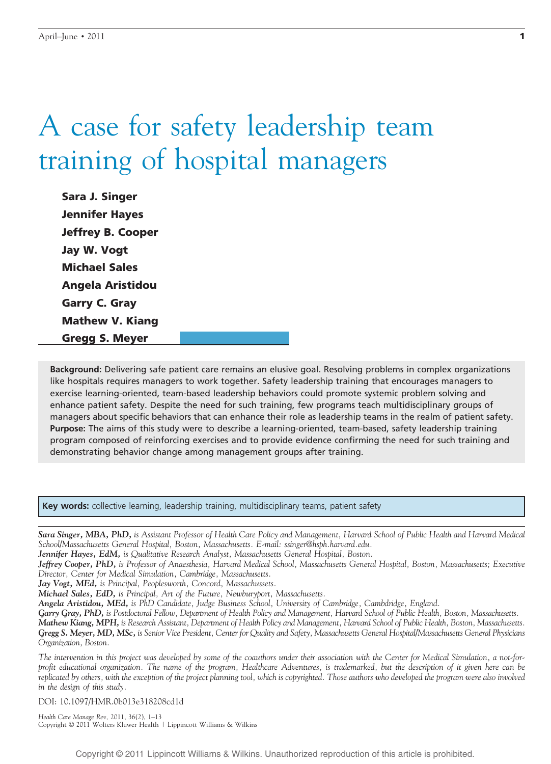# A case for safety leadership team training of hospital managers

**Sara J. Singer**
**Jennifer Hayes**
**Jeffrey B. Cooper**
**Jay W. Vogt**
**Michael Sales**
**Angela Aristidou**
**Garry C. Gray**
**Mathew V. Kiang**
**Gregg S. Meyer**

**Background:** Delivering safe patient care remains an elusive goal. Resolving problems in complex organizations like hospitals requires managers to work together. Safety leadership training that encourages managers to exercise learning-oriented, team-based leadership behaviors could promote systemic problem solving and enhance patient safety. Despite the need for such training, few programs teach multidisciplinary groups of managers about specific behaviors that can enhance their role as leadership teams in the realm of patient safety.
**Purpose:** The aims of this study were to describe a learning-oriented, team-based, safety leadership training program composed of reinforcing exercises and to provide evidence confirming the need for such training and demonstrating behavior change among management groups after training.

**Key words:** collective learning, leadership training, multidisciplinary teams, patient safety

***Sara Singer, MBA, PhD,*** *is Assistant Professor of Health Care Policy and Management, Harvard School of Public Health and Harvard Medical School/Massachusetts General Hospital, Boston, Massachusetts. E-mail: ssinger@hsph.harvard.edu.*
***Jennifer Hayes, EdM,*** *is Qualitative Research Analyst, Massachusetts General Hospital, Boston.*
***Jeffrey Cooper, PhD,*** *is Professor of Anaesthesia, Harvard Medical School, Massachusetts General Hospital, Boston, Massachusetts; Executive Director, Center for Medical Simulation, Cambridge, Massachusetts.*
***Jay Vogt, MEd,*** *is Principal, Peoplesworth, Concord, Massachussets.*
***Michael Sales, EdD,*** *is Principal, Art of the Future, Newburyport, Massachusetts.*
***Angela Aristidou, MEd,*** *is PhD Candidate, Judge Business School, University of Cambridge, Cambdridge, England.*
***Garry Gray, PhD,*** *is Postdoctoral Fellow, Department of Health Policy and Management, Harvard School of Public Health, Boston, Massachusetts.*
***Mathew Kiang, MPH,*** *is Research Assistant, Department of Health Policy and Management, Harvard School of Public Health, Boston, Massachusetts.*
***Gregg S. Meyer, MD, MSc,*** *is Senior Vice President, Center for Quality and Safety, Massachusetts General Hospital/Massachusetts General Physicians Organization, Boston.*

*The intervention in this project was developed by some of the coauthors under their association with the Center for Medical Simulation, a not-for-profit educational organization. The name of the program, Healthcare Adventures, is trademarked, but the description of it given here can be replicated by others, with the exception of the project planning tool, which is copyrighted. Those authors who developed the program were also involved in the design of this study.*

DOI: 10.1097/HMR.0b013e318208cd1d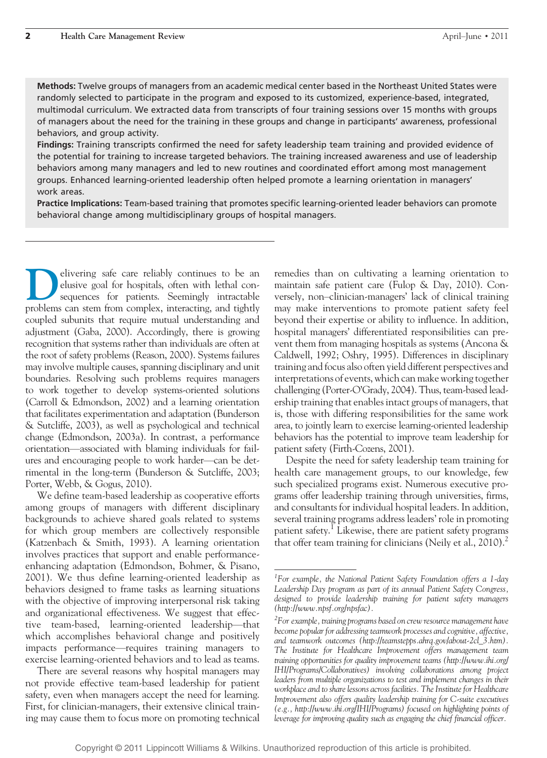**Methods:** Twelve groups of managers from an academic medical center based in the Northeast United States were randomly selected to participate in the program and exposed to its customized, experience-based, integrated, multimodal curriculum. We extracted data from transcripts of four training sessions over 15 months with groups of managers about the need for the training in these groups and change in participants' awareness, professional behaviors, and group activity.

**Findings:** Training transcripts confirmed the need for safety leadership team training and provided evidence of the potential for training to increase targeted behaviors. The training increased awareness and use of leadership behaviors among many managers and led to new routines and coordinated effort among most management groups. Enhanced learning-oriented leadership often helped promote a learning orientation in managers' work areas.

**Practice Implications:** Team-based training that promotes specific learning-oriented leader behaviors can promote behavioral change among multidisciplinary groups of hospital managers.

---

Delivering safe care reliably continues to be an elusive goal for hospitals, often with lethal consequences for patients. Seemingly intractable problems can stem from complex, interacting, and tightly coupled subunits that require mutual understanding and adjustment (Gaba, 2000). Accordingly, there is growing recognition that systems rather than individuals are often at the root of safety problems (Reason, 2000). Systems failures may involve multiple causes, spanning disciplinary and unit boundaries. Resolving such problems requires managers to work together to develop systems-oriented solutions (Carroll & Edmondson, 2002) and a learning orientation that facilitates experimentation and adaptation (Bunderson & Sutcliffe, 2003), as well as psychological and technical change (Edmondson, 2003a). In contrast, a performance orientation—associated with blaming individuals for failures and encouraging people to work harder—can be detrimental in the long-term (Bunderson & Sutcliffe, 2003; Porter, Webb, & Gogus, 2010).

We define team-based leadership as cooperative efforts among groups of managers with different disciplinary backgrounds to achieve shared goals related to systems for which group members are collectively responsible (Katzenbach & Smith, 1993). A learning orientation involves practices that support and enable performance-enhancing adaptation (Edmondson, Bohmer, & Pisano, 2001). We thus define learning-oriented leadership as behaviors designed to frame tasks as learning situations with the objective of improving interpersonal risk taking and organizational effectiveness. We suggest that effective team-based, learning-oriented leadership—that which accomplishes behavioral change and positively impacts performance—requires training managers to exercise learning-oriented behaviors and to lead as teams.

There are several reasons why hospital managers may not provide effective team-based leadership for patient safety, even when managers accept the need for learning. First, for clinician-managers, their extensive clinical training may cause them to focus more on promoting technical remedies than on cultivating a learning orientation to maintain safe patient care (Fulop & Day, 2010). Conversely, non–clinician-managers' lack of clinical training may make interventions to promote patient safety feel beyond their expertise or ability to influence. In addition, hospital managers' differentiated responsibilities can prevent them from managing hospitals as systems (Ancona & Caldwell, 1992; Oshry, 1995). Differences in disciplinary training and focus also often yield different perspectives and interpretations of events, which can make working together challenging (Porter-O'Grady, 2004). Thus, team-based leadership training that enables intact groups of managers, that is, those with differing responsibilities for the same work area, to jointly learn to exercise learning-oriented leadership behaviors has the potential to improve team leadership for patient safety (Firth-Cozens, 2001).

Despite the need for safety leadership team training for health care management groups, to our knowledge, few such specialized programs exist. Numerous executive programs offer leadership training through universities, firms, and consultants for individual hospital leaders. In addition, several training programs address leaders' role in promoting patient safety.[1] Likewise, there are patient safety programs that offer team training for clinicians (Neily et al., 2010).[2]

---

[1] *For example, the National Patient Safety Foundation offers a 1-day Leadership Day program as part of its annual Patient Safety Congress, designed to provide leadership training for patient safety managers (http://www.npsf.org/npsfac).*

[2] *For example, training programs based on crew resource management have become popular for addressing teamwork processes and cognitive, affective, and teamwork outcomes (http://teamstepps.ahrq.gov/about-2cl_3.htm). The Institute for Healthcare Improvement offers management team training opportunities for quality improvement teams (http://www.ihi.org/IHI/Programs/Collaboratives) involving collaborations among project leaders from multiple organizations to test and implement changes in their workplace and to share lessons across facilities. The Institute for Healthcare Improvement also offers quality leadership training for C-suite executives (e.g., http://www.ihi.org/IHI/Programs) focused on highlighting points of leverage for improving quality such as engaging the chief financial officer.*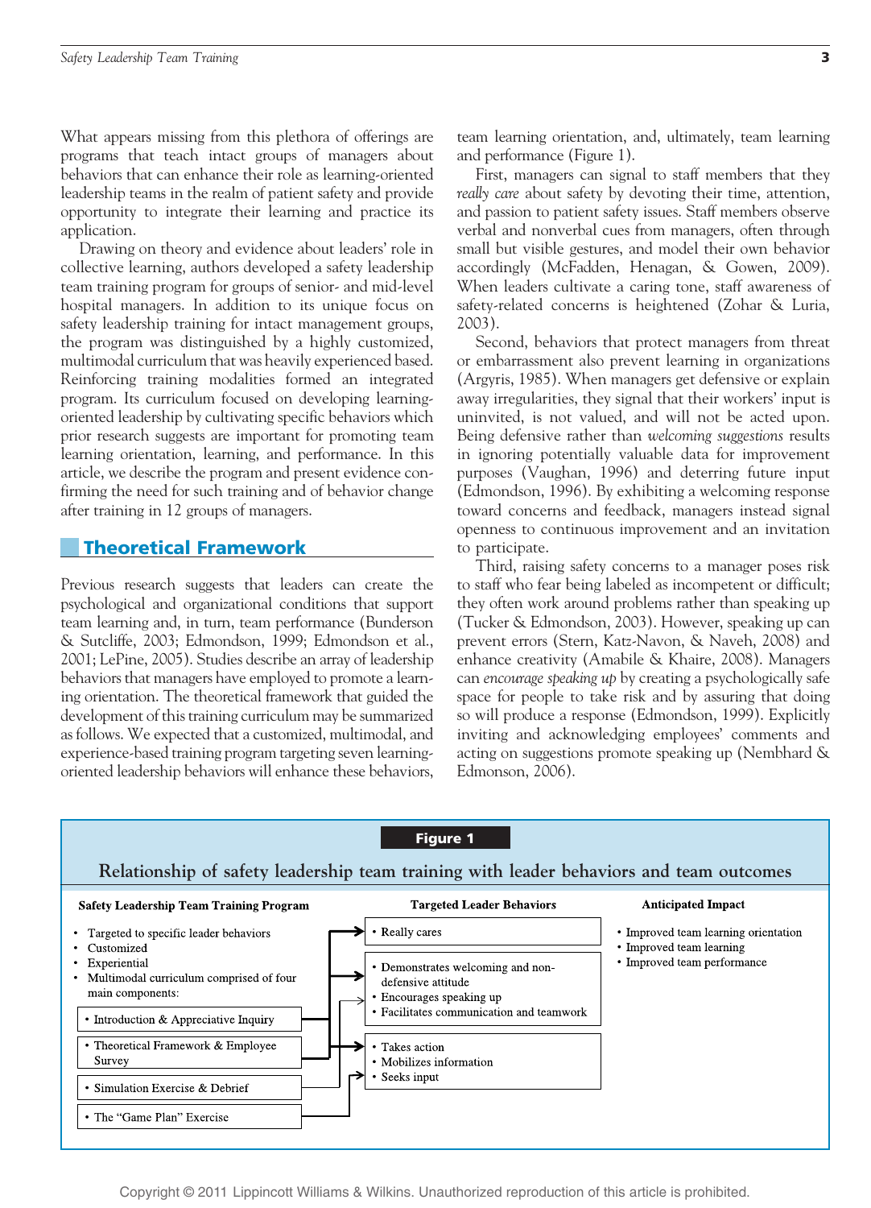What appears missing from this plethora of offerings are programs that teach intact groups of managers about behaviors that can enhance their role as learning-oriented leadership teams in the realm of patient safety and provide opportunity to integrate their learning and practice its application.

Drawing on theory and evidence about leaders' role in collective learning, authors developed a safety leadership team training program for groups of senior- and mid-level hospital managers. In addition to its unique focus on safety leadership training for intact management groups, the program was distinguished by a highly customized, multimodal curriculum that was heavily experienced based. Reinforcing training modalities formed an integrated program. Its curriculum focused on developing learning-oriented leadership by cultivating specific behaviors which prior research suggests are important for promoting team learning orientation, learning, and performance. In this article, we describe the program and present evidence confirming the need for such training and of behavior change after training in 12 groups of managers.

## Theoretical Framework

Previous research suggests that leaders can create the psychological and organizational conditions that support team learning and, in turn, team performance (Bunderson & Sutcliffe, 2003; Edmondson, 1999; Edmondson et al., 2001; LePine, 2005). Studies describe an array of leadership behaviors that managers have employed to promote a learning orientation. The theoretical framework that guided the development of this training curriculum may be summarized as follows. We expected that a customized, multimodal, and experience-based training program targeting seven learning-oriented leadership behaviors will enhance these behaviors, team learning orientation, and, ultimately, team learning and performance (Figure 1).

First, managers can signal to staff members that they *really care* about safety by devoting their time, attention, and passion to patient safety issues. Staff members observe verbal and nonverbal cues from managers, often through small but visible gestures, and model their own behavior accordingly (McFadden, Henagan, & Gowen, 2009). When leaders cultivate a caring tone, staff awareness of safety-related concerns is heightened (Zohar & Luria, 2003).

Second, behaviors that protect managers from threat or embarrassment also prevent learning in organizations (Argyris, 1985). When managers get defensive or explain away irregularities, they signal that their workers' input is uninvited, is not valued, and will not be acted upon. Being defensive rather than *welcoming suggestions* results in ignoring potentially valuable data for improvement purposes (Vaughan, 1996) and deterring future input (Edmondson, 1996). By exhibiting a welcoming response toward concerns and feedback, managers instead signal openness to continuous improvement and an invitation to participate.

Third, raising safety concerns to a manager poses risk to staff who fear being labeled as incompetent or difficult; they often work around problems rather than speaking up (Tucker & Edmondson, 2003). However, speaking up can prevent errors (Stern, Katz-Navon, & Naveh, 2008) and enhance creativity (Amabile & Khaire, 2008). Managers can *encourage speaking up* by creating a psychologically safe space for people to take risk and by assuring that doing so will produce a response (Edmondson, 1999). Explicitly inviting and acknowledging employees' comments and acting on suggestions promote speaking up (Nembhard & Edmonson, 2006).

**Figure 1**

Relationship of safety leadership team training with leader behaviors and team outcomes

**Safety Leadership Team Training Program**

- Targeted to specific leader behaviors
- Customized
- Experiential
- Multimodal curriculum comprised of four main components:
  - Introduction & Appreciative Inquiry
  - Theoretical Framework & Employee Survey
  - Simulation Exercise & Debrief
  - The "Game Plan" Exercise

**Targeted Leader Behaviors**

- Really cares

- Demonstrates welcoming and non-defensive attitude
- Encourages speaking up
- Facilitates communication and teamwork

- Takes action
- Mobilizes information
- Seeks input

**Anticipated Impact**

- Improved team learning orientation
- Improved team learning
- Improved team performance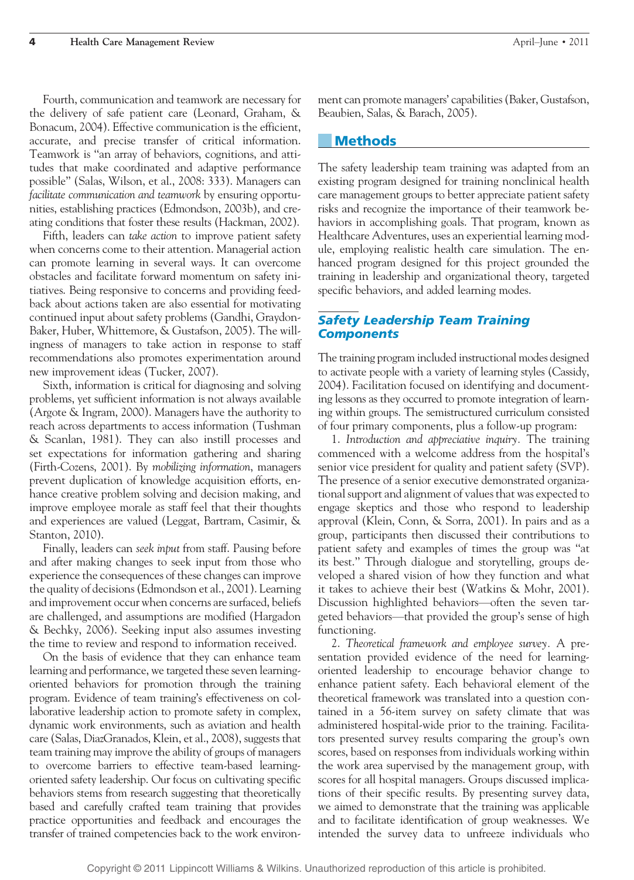Fourth, communication and teamwork are necessary for the delivery of safe patient care (Leonard, Graham, & Bonacum, 2004). Effective communication is the efficient, accurate, and precise transfer of critical information. Teamwork is "an array of behaviors, cognitions, and attitudes that make coordinated and adaptive performance possible" (Salas, Wilson, et al., 2008: 333). Managers can *facilitate communication and teamwork* by ensuring opportunities, establishing practices (Edmondson, 2003b), and creating conditions that foster these results (Hackman, 2002).

Fifth, leaders can *take action* to improve patient safety when concerns come to their attention. Managerial action can promote learning in several ways. It can overcome obstacles and facilitate forward momentum on safety initiatives. Being responsive to concerns and providing feedback about actions taken are also essential for motivating continued input about safety problems (Gandhi, Graydon-Baker, Huber, Whittemore, & Gustafson, 2005). The willingness of managers to take action in response to staff recommendations also promotes experimentation around new improvement ideas (Tucker, 2007).

Sixth, information is critical for diagnosing and solving problems, yet sufficient information is not always available (Argote & Ingram, 2000). Managers have the authority to reach across departments to access information (Tushman & Scanlan, 1981). They can also instill processes and set expectations for information gathering and sharing (Firth-Cozens, 2001). By *mobilizing information*, managers prevent duplication of knowledge acquisition efforts, enhance creative problem solving and decision making, and improve employee morale as staff feel that their thoughts and experiences are valued (Leggat, Bartram, Casimir, & Stanton, 2010).

Finally, leaders can *seek input* from staff. Pausing before and after making changes to seek input from those who experience the consequences of these changes can improve the quality of decisions (Edmondson et al., 2001). Learning and improvement occur when concerns are surfaced, beliefs are challenged, and assumptions are modified (Hargadon & Bechky, 2006). Seeking input also assumes investing the time to review and respond to information received.

On the basis of evidence that they can enhance team learning and performance, we targeted these seven learning-oriented behaviors for promotion through the training program. Evidence of team training's effectiveness on collaborative leadership action to promote safety in complex, dynamic work environments, such as aviation and health care (Salas, DiazGranados, Klein, et al., 2008), suggests that team training may improve the ability of groups of managers to overcome barriers to effective team-based learning-oriented safety leadership. Our focus on cultivating specific behaviors stems from research suggesting that theoretically based and carefully crafted team training that provides practice opportunities and feedback and encourages the transfer of trained competencies back to the work environment can promote managers' capabilities (Baker, Gustafson, Beaubien, Salas, & Barach, 2005).

## Methods

The safety leadership team training was adapted from an existing program designed for training nonclinical health care management groups to better appreciate patient safety risks and recognize the importance of their teamwork behaviors in accomplishing goals. That program, known as Healthcare Adventures, uses an experiential learning module, employing realistic health care simulation. The enhanced program designed for this project grounded the training in leadership and organizational theory, targeted specific behaviors, and added learning modes.

### *Safety Leadership Team Training Components*

The training program included instructional modes designed to activate people with a variety of learning styles (Cassidy, 2004). Facilitation focused on identifying and documenting lessons as they occurred to promote integration of learning within groups. The semistructured curriculum consisted of four primary components, plus a follow-up program:

1. *Introduction and appreciative inquiry.* The training commenced with a welcome address from the hospital's senior vice president for quality and patient safety (SVP). The presence of a senior executive demonstrated organizational support and alignment of values that was expected to engage skeptics and those who respond to leadership approval (Klein, Conn, & Sorra, 2001). In pairs and as a group, participants then discussed their contributions to patient safety and examples of times the group was "at its best." Through dialogue and storytelling, groups developed a shared vision of how they function and what it takes to achieve their best (Watkins & Mohr, 2001). Discussion highlighted behaviors—often the seven targeted behaviors—that provided the group's sense of high functioning.

2. *Theoretical framework and employee survey.* A presentation provided evidence of the need for learning-oriented leadership to encourage behavior change to enhance patient safety. Each behavioral element of the theoretical framework was translated into a question contained in a 56-item survey on safety climate that was administered hospital-wide prior to the training. Facilitators presented survey results comparing the group's own scores, based on responses from individuals working within the work area supervised by the management group, with scores for all hospital managers. Groups discussed implications of their specific results. By presenting survey data, we aimed to demonstrate that the training was applicable and to facilitate identification of group weaknesses. We intended the survey data to unfreeze individuals who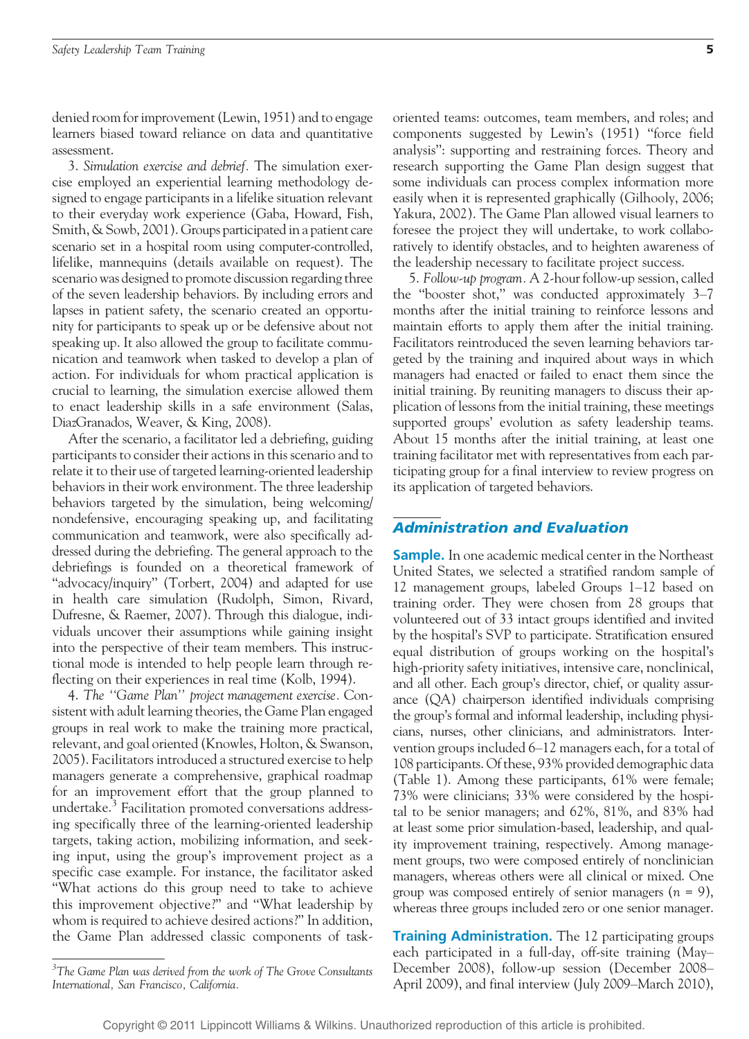denied room for improvement (Lewin, 1951) and to engage learners biased toward reliance on data and quantitative assessment.

3. *Simulation exercise and debrief.* The simulation exercise employed an experiential learning methodology designed to engage participants in a lifelike situation relevant to their everyday work experience (Gaba, Howard, Fish, Smith, & Sowb, 2001). Groups participated in a patient care scenario set in a hospital room using computer-controlled, lifelike, mannequins (details available on request). The scenario was designed to promote discussion regarding three of the seven leadership behaviors. By including errors and lapses in patient safety, the scenario created an opportunity for participants to speak up or be defensive about not speaking up. It also allowed the group to facilitate communication and teamwork when tasked to develop a plan of action. For individuals for whom practical application is crucial to learning, the simulation exercise allowed them to enact leadership skills in a safe environment (Salas, DiazGranados, Weaver, & King, 2008).

After the scenario, a facilitator led a debriefing, guiding participants to consider their actions in this scenario and to relate it to their use of targeted learning-oriented leadership behaviors in their work environment. The three leadership behaviors targeted by the simulation, being welcoming/nondefensive, encouraging speaking up, and facilitating communication and teamwork, were also specifically addressed during the debriefing. The general approach to the debriefings is founded on a theoretical framework of "advocacy/inquiry" (Torbert, 2004) and adapted for use in health care simulation (Rudolph, Simon, Rivard, Dufresne, & Raemer, 2007). Through this dialogue, individuals uncover their assumptions while gaining insight into the perspective of their team members. This instructional mode is intended to help people learn through reflecting on their experiences in real time (Kolb, 1994).

4. *The "Game Plan" project management exercise.* Consistent with adult learning theories, the Game Plan engaged groups in real work to make the training more practical, relevant, and goal oriented (Knowles, Holton, & Swanson, 2005). Facilitators introduced a structured exercise to help managers generate a comprehensive, graphical roadmap for an improvement effort that the group planned to undertake.[3] Facilitation promoted conversations addressing specifically three of the learning-oriented leadership targets, taking action, mobilizing information, and seeking input, using the group's improvement project as a specific case example. For instance, the facilitator asked "What actions do this group need to take to achieve this improvement objective?" and "What leadership by whom is required to achieve desired actions?" In addition, the Game Plan addressed classic components of task-oriented teams: outcomes, team members, and roles; and components suggested by Lewin's (1951) "force field analysis": supporting and restraining forces. Theory and research supporting the Game Plan design suggest that some individuals can process complex information more easily when it is represented graphically (Gilhooly, 2006; Yakura, 2002). The Game Plan allowed visual learners to foresee the project they will undertake, to work collaboratively to identify obstacles, and to heighten awareness of the leadership necessary to facilitate project success.

5. *Follow-up program.* A 2-hour follow-up session, called the "booster shot," was conducted approximately 3–7 months after the initial training to reinforce lessons and maintain efforts to apply them after the initial training. Facilitators reintroduced the seven learning behaviors targeted by the training and inquired about ways in which managers had enacted or failed to enact them since the initial training. By reuniting managers to discuss their application of lessons from the initial training, these meetings supported groups' evolution as safety leadership teams. About 15 months after the initial training, at least one training facilitator met with representatives from each participating group for a final interview to review progress on its application of targeted behaviors.

[3]The Game Plan was derived from the work of The Grove Consultants International, San Francisco, California.

## Administration and Evaluation

**Sample.** In one academic medical center in the Northeast United States, we selected a stratified random sample of 12 management groups, labeled Groups 1–12 based on training order. They were chosen from 28 groups that volunteered out of 33 intact groups identified and invited by the hospital's SVP to participate. Stratification ensured equal distribution of groups working on the hospital's high-priority safety initiatives, intensive care, nonclinical, and all other. Each group's director, chief, or quality assurance (QA) chairperson identified individuals comprising the group's formal and informal leadership, including physicians, nurses, other clinicians, and administrators. Intervention groups included 6–12 managers each, for a total of 108 participants. Of these, 93% provided demographic data (Table 1). Among these participants, 61% were female; 73% were clinicians; 33% were considered by the hospital to be senior managers; and 62%, 81%, and 83% had at least some prior simulation-based, leadership, and quality improvement training, respectively. Among management groups, two were composed entirely of nonclinician managers, whereas others were all clinical or mixed. One group was composed entirely of senior managers ($n$ = 9), whereas three groups included zero or one senior manager.

**Training Administration.** The 12 participating groups each participated in a full-day, off-site training (May–December 2008), follow-up session (December 2008–April 2009), and final interview (July 2009–March 2010),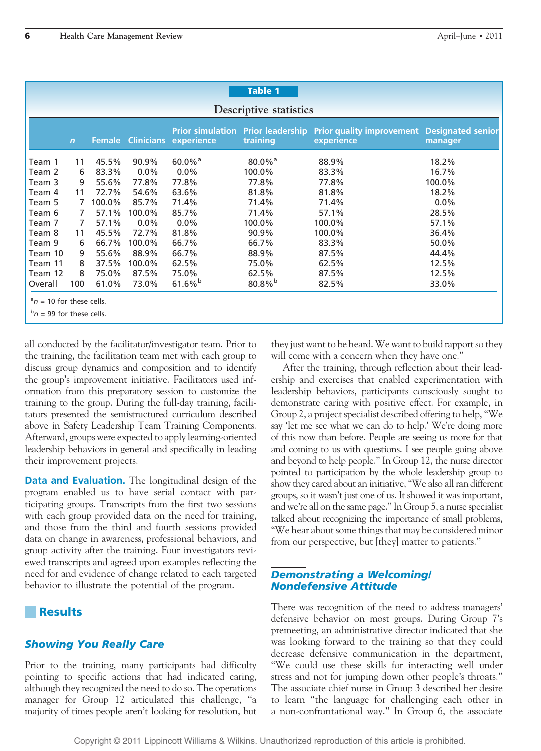**Table 1**

**Descriptive statistics**

| | n | Female | Clinicians | Prior simulation experience | Prior leadership training | Prior quality improvement experience | Designated senior manager |
|---|---|---|---|---|---|---|---|
| Team 1 | 11 | 45.5% | 90.9% | 60.0%[a] | 80.0%[a] | 88.9% | 18.2% |
| Team 2 | 6 | 83.3% | 0.0% | 0.0% | 100.0% | 83.3% | 16.7% |
| Team 3 | 9 | 55.6% | 77.8% | 77.8% | 77.8% | 77.8% | 100.0% |
| Team 4 | 11 | 72.7% | 54.6% | 63.6% | 81.8% | 81.8% | 18.2% |
| Team 5 | 7 | 100.0% | 85.7% | 71.4% | 71.4% | 71.4% | 0.0% |
| Team 6 | 7 | 57.1% | 100.0% | 85.7% | 71.4% | 57.1% | 28.5% |
| Team 7 | 7 | 57.1% | 0.0% | 0.0% | 100.0% | 100.0% | 57.1% |
| Team 8 | 11 | 45.5% | 72.7% | 81.8% | 90.9% | 100.0% | 36.4% |
| Team 9 | 6 | 66.7% | 100.0% | 66.7% | 66.7% | 83.3% | 50.0% |
| Team 10 | 9 | 55.6% | 88.9% | 66.7% | 88.9% | 87.5% | 44.4% |
| Team 11 | 8 | 37.5% | 100.0% | 62.5% | 75.0% | 62.5% | 12.5% |
| Team 12 | 8 | 75.0% | 87.5% | 75.0% | 62.5% | 87.5% | 12.5% |
| Overall | 100 | 61.0% | 73.0% | 61.6%[b] | 80.8%[b] | 82.5% | 33.0% |

[a] n = 10 for these cells.

[b] n = 99 for these cells.

all conducted by the facilitator/investigator team. Prior to the training, the facilitation team met with each group to discuss group dynamics and composition and to identify the group's improvement initiative. Facilitators used information from this preparatory session to customize the training to the group. During the full-day training, facilitators presented the semistructured curriculum described above in Safety Leadership Team Training Components. Afterward, groups were expected to apply learning-oriented leadership behaviors in general and specifically in leading their improvement projects.

**Data and Evaluation.** The longitudinal design of the program enabled us to have serial contact with participating groups. Transcripts from the first two sessions with each group provided data on the need for training, and those from the third and fourth sessions provided data on change in awareness, professional behaviors, and group activity after the training. Four investigators reviewed transcripts and agreed upon examples reflecting the need for and evidence of change related to each targeted behavior to illustrate the potential of the program.

## Results

### *Showing You Really Care*

Prior to the training, many participants had difficulty pointing to specific actions that had indicated caring, although they recognized the need to do so. The operations manager for Group 12 articulated this challenge, "a majority of times people aren't looking for resolution, but they just want to be heard. We want to build rapport so they will come with a concern when they have one."

After the training, through reflection about their leadership and exercises that enabled experimentation with leadership behaviors, participants consciously sought to demonstrate caring with positive effect. For example, in Group 2, a project specialist described offering to help, "We say 'let me see what we can do to help.' We're doing more of this now than before. People are seeing us more for that and coming to us with questions. I see people going above and beyond to help people." In Group 12, the nurse director pointed to participation by the whole leadership group to show they cared about an initiative, "We also all ran different groups, so it wasn't just one of us. It showed it was important, and we're all on the same page." In Group 5, a nurse specialist talked about recognizing the importance of small problems, "We hear about some things that may be considered minor from our perspective, but [they] matter to patients."

### *Demonstrating a Welcoming/Nondefensive Attitude*

There was recognition of the need to address managers' defensive behavior on most groups. During Group 7's premeeting, an administrative director indicated that she was looking forward to the training so that they could decrease defensive communication in the department, "We could use these skills for interacting well under stress and not for jumping down other people's throats." The associate chief nurse in Group 3 described her desire to learn "the language for challenging each other in a non-confrontational way." In Group 6, the associate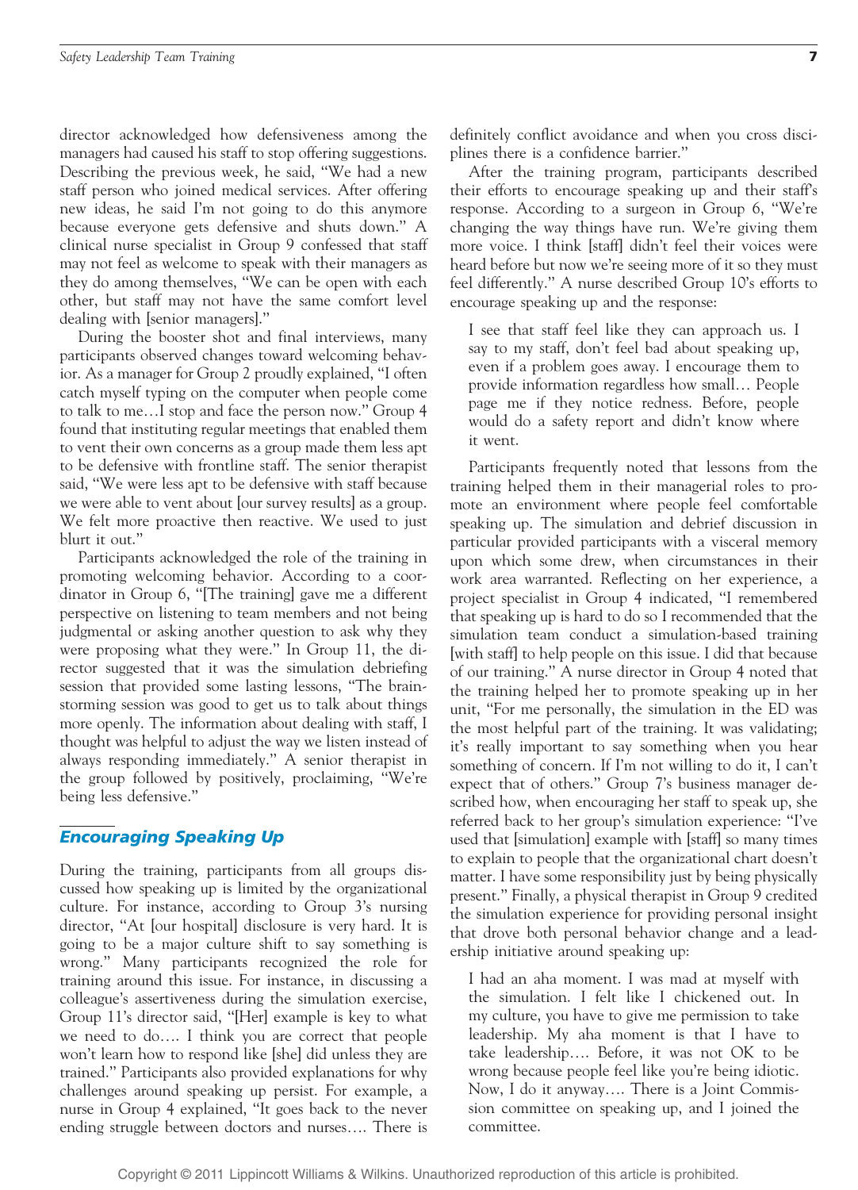director acknowledged how defensiveness among the managers had caused his staff to stop offering suggestions. Describing the previous week, he said, "We had a new staff person who joined medical services. After offering new ideas, he said I'm not going to do this anymore because everyone gets defensive and shuts down." A clinical nurse specialist in Group 9 confessed that staff may not feel as welcome to speak with their managers as they do among themselves, "We can be open with each other, but staff may not have the same comfort level dealing with [senior managers]."

During the booster shot and final interviews, many participants observed changes toward welcoming behavior. As a manager for Group 2 proudly explained, "I often catch myself typing on the computer when people come to talk to me…I stop and face the person now." Group 4 found that instituting regular meetings that enabled them to vent their own concerns as a group made them less apt to be defensive with frontline staff. The senior therapist said, "We were less apt to be defensive with staff because we were able to vent about [our survey results] as a group. We felt more proactive then reactive. We used to just blurt it out."

Participants acknowledged the role of the training in promoting welcoming behavior. According to a coordinator in Group 6, "[The training] gave me a different perspective on listening to team members and not being judgmental or asking another question to ask why they were proposing what they were." In Group 11, the director suggested that it was the simulation debriefing session that provided some lasting lessons, "The brainstorming session was good to get us to talk about things more openly. The information about dealing with staff, I thought was helpful to adjust the way we listen instead of always responding immediately." A senior therapist in the group followed by positively, proclaiming, "We're being less defensive."

## Encouraging Speaking Up

During the training, participants from all groups discussed how speaking up is limited by the organizational culture. For instance, according to Group 3's nursing director, "At [our hospital] disclosure is very hard. It is going to be a major culture shift to say something is wrong." Many participants recognized the role for training around this issue. For instance, in discussing a colleague's assertiveness during the simulation exercise, Group 11's director said, "[Her] example is key to what we need to do…. I think you are correct that people won't learn how to respond like [she] did unless they are trained." Participants also provided explanations for why challenges around speaking up persist. For example, a nurse in Group 4 explained, "It goes back to the never ending struggle between doctors and nurses…. There is definitely conflict avoidance and when you cross disciplines there is a confidence barrier."

After the training program, participants described their efforts to encourage speaking up and their staff's response. According to a surgeon in Group 6, "We're changing the way things have run. We're giving them more voice. I think [staff] didn't feel their voices were heard before but now we're seeing more of it so they must feel differently." A nurse described Group 10's efforts to encourage speaking up and the response:

> I see that staff feel like they can approach us. I say to my staff, don't feel bad about speaking up, even if a problem goes away. I encourage them to provide information regardless how small… People page me if they notice redness. Before, people would do a safety report and didn't know where it went.

Participants frequently noted that lessons from the training helped them in their managerial roles to promote an environment where people feel comfortable speaking up. The simulation and debrief discussion in particular provided participants with a visceral memory upon which some drew, when circumstances in their work area warranted. Reflecting on her experience, a project specialist in Group 4 indicated, "I remembered that speaking up is hard to do so I recommended that the simulation team conduct a simulation-based training [with staff] to help people on this issue. I did that because of our training." A nurse director in Group 4 noted that the training helped her to promote speaking up in her unit, "For me personally, the simulation in the ED was the most helpful part of the training. It was validating; it's really important to say something when you hear something of concern. If I'm not willing to do it, I can't expect that of others." Group 7's business manager described how, when encouraging her staff to speak up, she referred back to her group's simulation experience: "I've used that [simulation] example with [staff] so many times to explain to people that the organizational chart doesn't matter. I have some responsibility just by being physically present." Finally, a physical therapist in Group 9 credited the simulation experience for providing personal insight that drove both personal behavior change and a leadership initiative around speaking up:

> I had an aha moment. I was mad at myself with the simulation. I felt like I chickened out. In my culture, you have to give me permission to take leadership. My aha moment is that I have to take leadership…. Before, it was not OK to be wrong because people feel like you're being idiotic. Now, I do it anyway…. There is a Joint Commission committee on speaking up, and I joined the committee.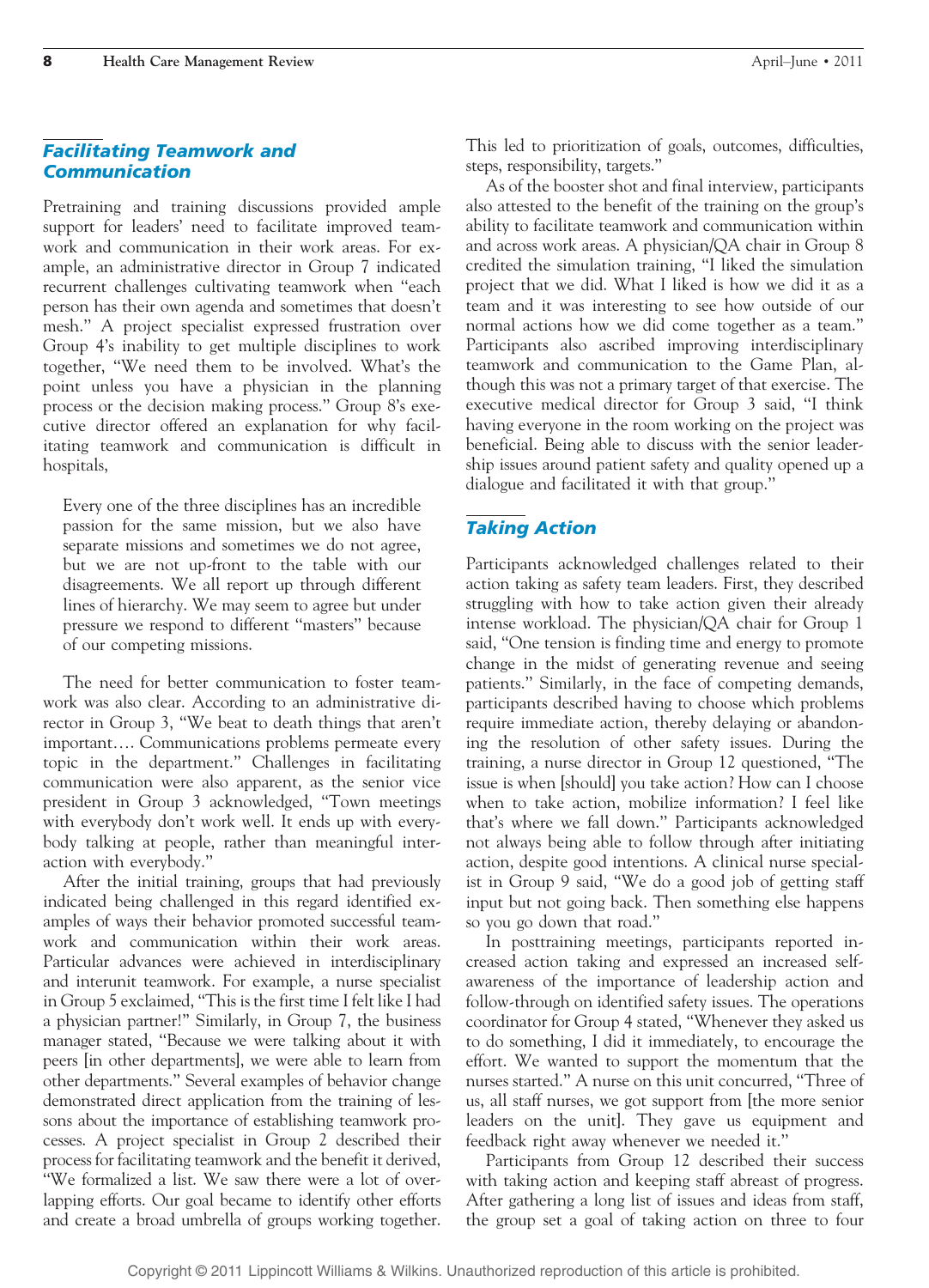## Facilitating Teamwork and Communication

Pretraining and training discussions provided ample support for leaders' need to facilitate improved teamwork and communication in their work areas. For example, an administrative director in Group 7 indicated recurrent challenges cultivating teamwork when "each person has their own agenda and sometimes that doesn't mesh." A project specialist expressed frustration over Group 4's inability to get multiple disciplines to work together, "We need them to be involved. What's the point unless you have a physician in the planning process or the decision making process." Group 8's executive director offered an explanation for why facilitating teamwork and communication is difficult in hospitals,

> Every one of the three disciplines has an incredible passion for the same mission, but we also have separate missions and sometimes we do not agree, but we are not up-front to the table with our disagreements. We all report up through different lines of hierarchy. We may seem to agree but under pressure we respond to different "masters" because of our competing missions.

The need for better communication to foster teamwork was also clear. According to an administrative director in Group 3, "We beat to death things that aren't important…. Communications problems permeate every topic in the department." Challenges in facilitating communication were also apparent, as the senior vice president in Group 3 acknowledged, "Town meetings with everybody don't work well. It ends up with everybody talking at people, rather than meaningful interaction with everybody."

After the initial training, groups that had previously indicated being challenged in this regard identified examples of ways their behavior promoted successful teamwork and communication within their work areas. Particular advances were achieved in interdisciplinary and interunit teamwork. For example, a nurse specialist in Group 5 exclaimed, "This is the first time I felt like I had a physician partner!" Similarly, in Group 7, the business manager stated, "Because we were talking about it with peers [in other departments], we were able to learn from other departments." Several examples of behavior change demonstrated direct application from the training of lessons about the importance of establishing teamwork processes. A project specialist in Group 2 described their process for facilitating teamwork and the benefit it derived, "We formalized a list. We saw there were a lot of overlapping efforts. Our goal became to identify other efforts and create a broad umbrella of groups working together. This led to prioritization of goals, outcomes, difficulties, steps, responsibility, targets."

As of the booster shot and final interview, participants also attested to the benefit of the training on the group's ability to facilitate teamwork and communication within and across work areas. A physician/QA chair in Group 8 credited the simulation training, "I liked the simulation project that we did. What I liked is how we did it as a team and it was interesting to see how outside of our normal actions how we did come together as a team." Participants also ascribed improving interdisciplinary teamwork and communication to the Game Plan, although this was not a primary target of that exercise. The executive medical director for Group 3 said, "I think having everyone in the room working on the project was beneficial. Being able to discuss with the senior leadership issues around patient safety and quality opened up a dialogue and facilitated it with that group."

## Taking Action

Participants acknowledged challenges related to their action taking as safety team leaders. First, they described struggling with how to take action given their already intense workload. The physician/QA chair for Group 1 said, "One tension is finding time and energy to promote change in the midst of generating revenue and seeing patients." Similarly, in the face of competing demands, participants described having to choose which problems require immediate action, thereby delaying or abandoning the resolution of other safety issues. During the training, a nurse director in Group 12 questioned, "The issue is when [should] you take action? How can I choose when to take action, mobilize information? I feel like that's where we fall down." Participants acknowledged not always being able to follow through after initiating action, despite good intentions. A clinical nurse specialist in Group 9 said, "We do a good job of getting staff input but not going back. Then something else happens so you go down that road."

In posttraining meetings, participants reported increased action taking and expressed an increased self-awareness of the importance of leadership action and follow-through on identified safety issues. The operations coordinator for Group 4 stated, "Whenever they asked us to do something, I did it immediately, to encourage the effort. We wanted to support the momentum that the nurses started." A nurse on this unit concurred, "Three of us, all staff nurses, we got support from [the more senior leaders on the unit]. They gave us equipment and feedback right away whenever we needed it."

Participants from Group 12 described their success with taking action and keeping staff abreast of progress. After gathering a long list of issues and ideas from staff, the group set a goal of taking action on three to four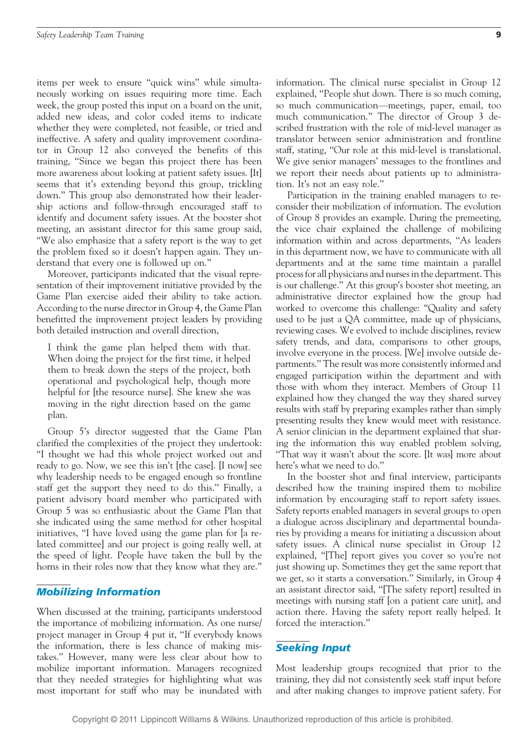items per week to ensure "quick wins" while simultaneously working on issues requiring more time. Each week, the group posted this input on a board on the unit, added new ideas, and color coded items to indicate whether they were completed, not feasible, or tried and ineffective. A safety and quality improvement coordinator in Group 12 also conveyed the benefits of this training, "Since we began this project there has been more awareness about looking at patient safety issues. [It] seems that it's extending beyond this group, trickling down." This group also demonstrated how their leadership actions and follow-through encouraged staff to identify and document safety issues. At the booster shot meeting, an assistant director for this same group said, "We also emphasize that a safety report is the way to get the problem fixed so it doesn't happen again. They understand that every one is followed up on."

Moreover, participants indicated that the visual representation of their improvement initiative provided by the Game Plan exercise aided their ability to take action. According to the nurse director in Group 4, the Game Plan benefitted the improvement project leaders by providing both detailed instruction and overall direction,

> I think the game plan helped them with that. When doing the project for the first time, it helped them to break down the steps of the project, both operational and psychological help, though more helpful for [the resource nurse]. She knew she was moving in the right direction based on the game plan.

Group 5's director suggested that the Game Plan clarified the complexities of the project they undertook: "I thought we had this whole project worked out and ready to go. Now, we see this isn't [the case]. [I now] see why leadership needs to be engaged enough so frontline staff get the support they need to do this." Finally, a patient advisory board member who participated with Group 5 was so enthusiastic about the Game Plan that she indicated using the same method for other hospital initiatives, "I have loved using the game plan for [a related committee] and our project is going really well, at the speed of light. People have taken the bull by the horns in their roles now that they know what they are."

## Mobilizing Information

When discussed at the training, participants understood the importance of mobilizing information. As one nurse/project manager in Group 4 put it, "If everybody knows the information, there is less chance of making mistakes." However, many were less clear about how to mobilize important information. Managers recognized that they needed strategies for highlighting what was most important for staff who may be inundated with information. The clinical nurse specialist in Group 12 explained, "People shut down. There is so much coming, so much communication—meetings, paper, email, too much communication." The director of Group 3 described frustration with the role of mid-level manager as translator between senior administration and frontline staff, stating, "Our role at this mid-level is translational. We give senior managers' messages to the frontlines and we report their needs about patients up to administration. It's not an easy role."

Participation in the training enabled managers to reconsider their mobilization of information. The evolution of Group 8 provides an example. During the premeeting, the vice chair explained the challenge of mobilizing information within and across departments, "As leaders in this department now, we have to communicate with all departments and at the same time maintain a parallel process for all physicians and nurses in the department. This is our challenge." At this group's booster shot meeting, an administrative director explained how the group had worked to overcome this challenge: "Quality and safety used to be just a QA committee, made up of physicians, reviewing cases. We evolved to include disciplines, review safety trends, and data, comparisons to other groups, involve everyone in the process. [We] involve outside departments." The result was more consistently informed and engaged participation within the department and with those with whom they interact. Members of Group 11 explained how they changed the way they shared survey results with staff by preparing examples rather than simply presenting results they knew would meet with resistance. A senior clinician in the department explained that sharing the information this way enabled problem solving, "That way it wasn't about the score. [It was] more about here's what we need to do."

In the booster shot and final interview, participants described how the training inspired them to mobilize information by encouraging staff to report safety issues. Safety reports enabled managers in several groups to open a dialogue across disciplinary and departmental boundaries by providing a means for initiating a discussion about safety issues. A clinical nurse specialist in Group 12 explained, "[The] report gives you cover so you're not just showing up. Sometimes they get the same report that we get, so it starts a conversation." Similarly, in Group 4 an assistant director said, "[The safety report] resulted in meetings with nursing staff [on a patient care unit], and action there. Having the safety report really helped. It forced the interaction."

## Seeking Input

Most leadership groups recognized that prior to the training, they did not consistently seek staff input before and after making changes to improve patient safety. For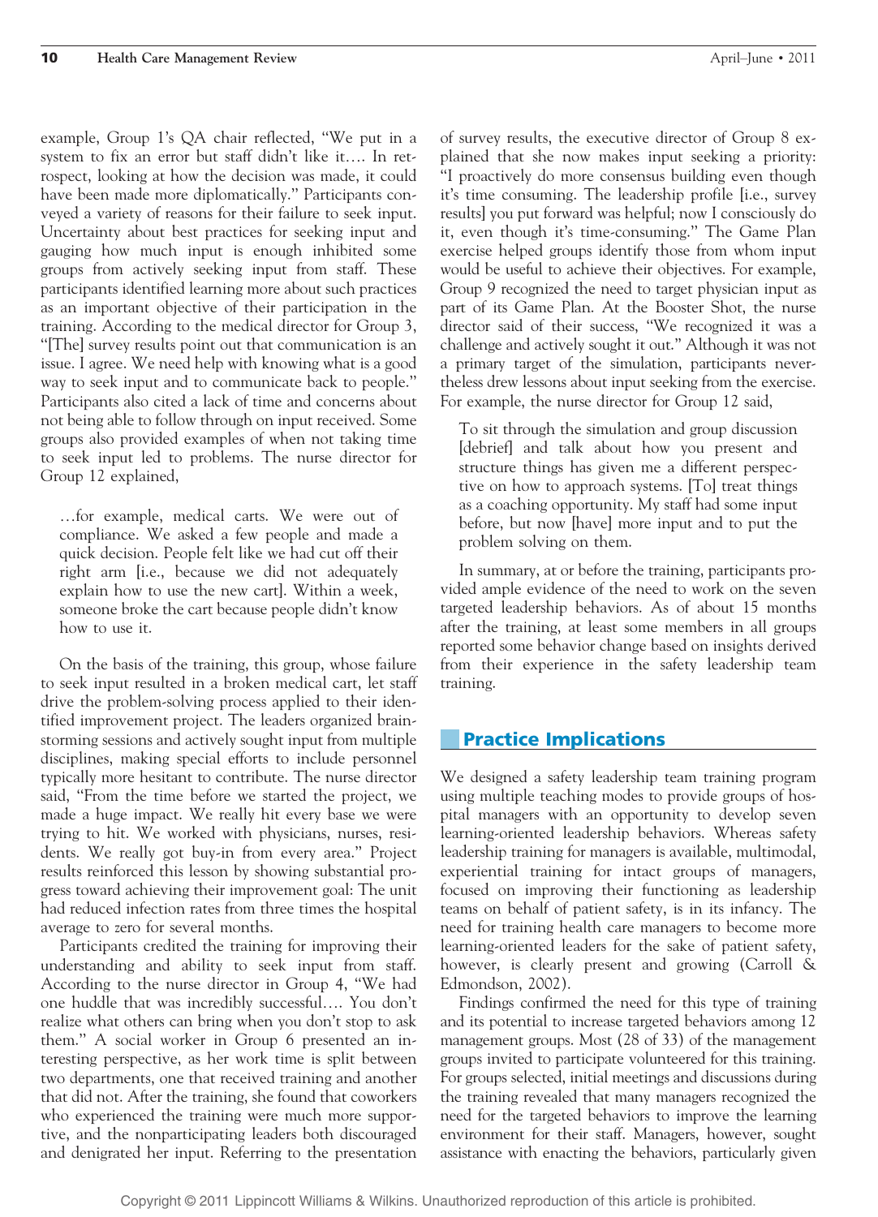example, Group 1's QA chair reflected, "We put in a system to fix an error but staff didn't like it…. In retrospect, looking at how the decision was made, it could have been made more diplomatically." Participants conveyed a variety of reasons for their failure to seek input. Uncertainty about best practices for seeking input and gauging how much input is enough inhibited some groups from actively seeking input from staff. These participants identified learning more about such practices as an important objective of their participation in the training. According to the medical director for Group 3, "[The] survey results point out that communication is an issue. I agree. We need help with knowing what is a good way to seek input and to communicate back to people." Participants also cited a lack of time and concerns about not being able to follow through on input received. Some groups also provided examples of when not taking time to seek input led to problems. The nurse director for Group 12 explained,

> …for example, medical carts. We were out of compliance. We asked a few people and made a quick decision. People felt like we had cut off their right arm [i.e., because we did not adequately explain how to use the new cart]. Within a week, someone broke the cart because people didn't know how to use it.

On the basis of the training, this group, whose failure to seek input resulted in a broken medical cart, let staff drive the problem-solving process applied to their identified improvement project. The leaders organized brainstorming sessions and actively sought input from multiple disciplines, making special efforts to include personnel typically more hesitant to contribute. The nurse director said, "From the time before we started the project, we made a huge impact. We really hit every base we were trying to hit. We worked with physicians, nurses, residents. We really got buy-in from every area." Project results reinforced this lesson by showing substantial progress toward achieving their improvement goal: The unit had reduced infection rates from three times the hospital average to zero for several months.

Participants credited the training for improving their understanding and ability to seek input from staff. According to the nurse director in Group 4, "We had one huddle that was incredibly successful…. You don't realize what others can bring when you don't stop to ask them." A social worker in Group 6 presented an interesting perspective, as her work time is split between two departments, one that received training and another that did not. After the training, she found that coworkers who experienced the training were much more supportive, and the nonparticipating leaders both discouraged and denigrated her input. Referring to the presentation of survey results, the executive director of Group 8 explained that she now makes input seeking a priority: "I proactively do more consensus building even though it's time consuming. The leadership profile [i.e., survey results] you put forward was helpful; now I consciously do it, even though it's time-consuming." The Game Plan exercise helped groups identify those from whom input would be useful to achieve their objectives. For example, Group 9 recognized the need to target physician input as part of its Game Plan. At the Booster Shot, the nurse director said of their success, "We recognized it was a challenge and actively sought it out." Although it was not a primary target of the simulation, participants nevertheless drew lessons about input seeking from the exercise. For example, the nurse director for Group 12 said,

> To sit through the simulation and group discussion [debrief] and talk about how you present and structure things has given me a different perspective on how to approach systems. [To] treat things as a coaching opportunity. My staff had some input before, but now [have] more input and to put the problem solving on them.

In summary, at or before the training, participants provided ample evidence of the need to work on the seven targeted leadership behaviors. As of about 15 months after the training, at least some members in all groups reported some behavior change based on insights derived from their experience in the safety leadership team training.

## Practice Implications

We designed a safety leadership team training program using multiple teaching modes to provide groups of hospital managers with an opportunity to develop seven learning-oriented leadership behaviors. Whereas safety leadership training for managers is available, multimodal, experiential training for intact groups of managers, focused on improving their functioning as leadership teams on behalf of patient safety, is in its infancy. The need for training health care managers to become more learning-oriented leaders for the sake of patient safety, however, is clearly present and growing (Carroll & Edmondson, 2002).

Findings confirmed the need for this type of training and its potential to increase targeted behaviors among 12 management groups. Most (28 of 33) of the management groups invited to participate volunteered for this training. For groups selected, initial meetings and discussions during the training revealed that many managers recognized the need for the targeted behaviors to improve the learning environment for their staff. Managers, however, sought assistance with enacting the behaviors, particularly given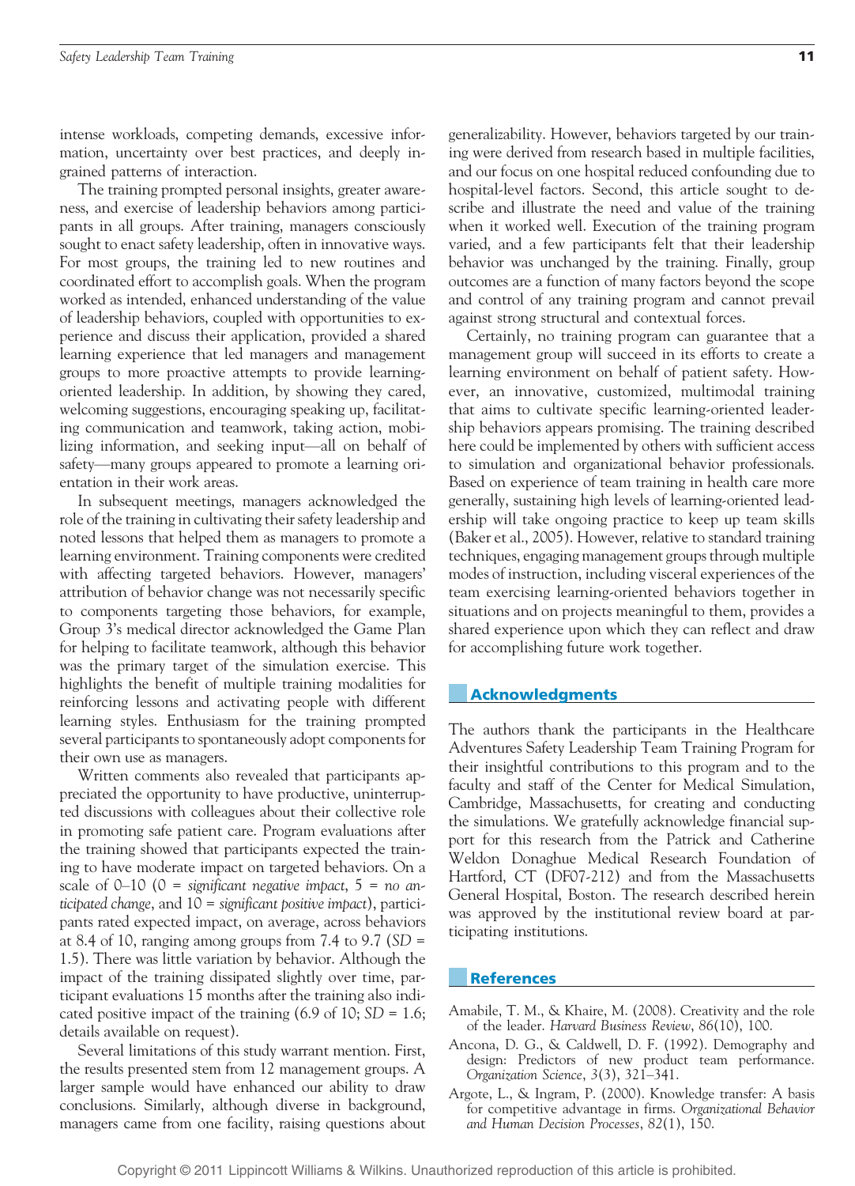intense workloads, competing demands, excessive information, uncertainty over best practices, and deeply ingrained patterns of interaction.

The training prompted personal insights, greater awareness, and exercise of leadership behaviors among participants in all groups. After training, managers consciously sought to enact safety leadership, often in innovative ways. For most groups, the training led to new routines and coordinated effort to accomplish goals. When the program worked as intended, enhanced understanding of the value of leadership behaviors, coupled with opportunities to experience and discuss their application, provided a shared learning experience that led managers and management groups to more proactive attempts to provide learning-oriented leadership. In addition, by showing they cared, welcoming suggestions, encouraging speaking up, facilitating communication and teamwork, taking action, mobilizing information, and seeking input—all on behalf of safety—many groups appeared to promote a learning orientation in their work areas.

In subsequent meetings, managers acknowledged the role of the training in cultivating their safety leadership and noted lessons that helped them as managers to promote a learning environment. Training components were credited with affecting targeted behaviors. However, managers' attribution of behavior change was not necessarily specific to components targeting those behaviors, for example, Group 3's medical director acknowledged the Game Plan for helping to facilitate teamwork, although this behavior was the primary target of the simulation exercise. This highlights the benefit of multiple training modalities for reinforcing lessons and activating people with different learning styles. Enthusiasm for the training prompted several participants to spontaneously adopt components for their own use as managers.

Written comments also revealed that participants appreciated the opportunity to have productive, uninterrupted discussions with colleagues about their collective role in promoting safe patient care. Program evaluations after the training showed that participants expected the training to have moderate impact on targeted behaviors. On a scale of 0–10 (0 = *significant negative impact*, 5 = *no anticipated change*, and 10 = *significant positive impact*), participants rated expected impact, on average, across behaviors at 8.4 of 10, ranging among groups from 7.4 to 9.7 ($SD$ = 1.5). There was little variation by behavior. Although the impact of the training dissipated slightly over time, participant evaluations 15 months after the training also indicated positive impact of the training (6.9 of 10; $SD$ = 1.6; details available on request).

Several limitations of this study warrant mention. First, the results presented stem from 12 management groups. A larger sample would have enhanced our ability to draw conclusions. Similarly, although diverse in background, managers came from one facility, raising questions about generalizability. However, behaviors targeted by our training were derived from research based in multiple facilities, and our focus on one hospital reduced confounding due to hospital-level factors. Second, this article sought to describe and illustrate the need and value of the training when it worked well. Execution of the training program varied, and a few participants felt that their leadership behavior was unchanged by the training. Finally, group outcomes are a function of many factors beyond the scope and control of any training program and cannot prevail against strong structural and contextual forces.

Certainly, no training program can guarantee that a management group will succeed in its efforts to create a learning environment on behalf of patient safety. However, an innovative, customized, multimodal training that aims to cultivate specific learning-oriented leadership behaviors appears promising. The training described here could be implemented by others with sufficient access to simulation and organizational behavior professionals. Based on experience of team training in health care more generally, sustaining high levels of learning-oriented leadership will take ongoing practice to keep up team skills (Baker et al., 2005). However, relative to standard training techniques, engaging management groups through multiple modes of instruction, including visceral experiences of the team exercising learning-oriented behaviors together in situations and on projects meaningful to them, provides a shared experience upon which they can reflect and draw for accomplishing future work together.

## Acknowledgments

The authors thank the participants in the Healthcare Adventures Safety Leadership Team Training Program for their insightful contributions to this program and to the faculty and staff of the Center for Medical Simulation, Cambridge, Massachusetts, for creating and conducting the simulations. We gratefully acknowledge financial support for this research from the Patrick and Catherine Weldon Donaghue Medical Research Foundation of Hartford, CT (DF07-212) and from the Massachusetts General Hospital, Boston. The research described herein was approved by the institutional review board at participating institutions.

## References

Amabile, T. M., & Khaire, M. (2008). Creativity and the role of the leader. *Harvard Business Review*, *86*(10), 100.

Ancona, D. G., & Caldwell, D. F. (1992). Demography and design: Predictors of new product team performance. *Organization Science*, *3*(3), 321–341.

Argote, L., & Ingram, P. (2000). Knowledge transfer: A basis for competitive advantage in firms. *Organizational Behavior and Human Decision Processes*, *82*(1), 150.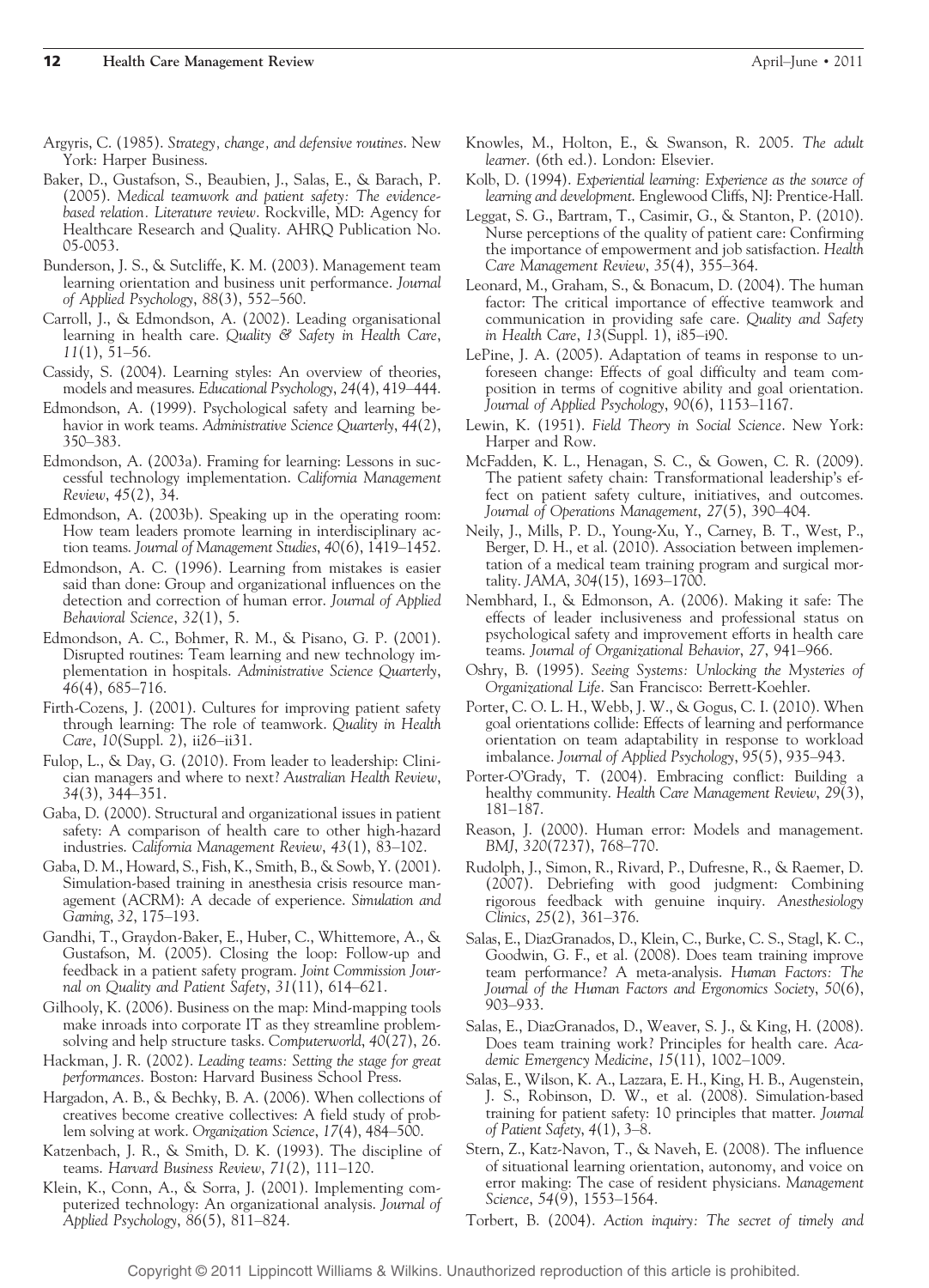Argyris, C. (1985). *Strategy, change, and defensive routines*. New York: Harper Business.

Baker, D., Gustafson, S., Beaubien, J., Salas, E., & Barach, P. (2005). *Medical teamwork and patient safety: The evidence-based relation. Literature review*. Rockville, MD: Agency for Healthcare Research and Quality. AHRQ Publication No. 05-0053.

Bunderson, J. S., & Sutcliffe, K. M. (2003). Management team learning orientation and business unit performance. *Journal of Applied Psychology*, *88*(3), 552–560.

Carroll, J., & Edmondson, A. (2002). Leading organisational learning in health care. *Quality & Safety in Health Care*, *11*(1), 51–56.

Cassidy, S. (2004). Learning styles: An overview of theories, models and measures. *Educational Psychology*, *24*(4), 419–444.

Edmondson, A. (1999). Psychological safety and learning behavior in work teams. *Administrative Science Quarterly*, *44*(2), 350–383.

Edmondson, A. (2003a). Framing for learning: Lessons in successful technology implementation. *California Management Review*, *45*(2), 34.

Edmondson, A. (2003b). Speaking up in the operating room: How team leaders promote learning in interdisciplinary action teams. *Journal of Management Studies*, *40*(6), 1419–1452.

Edmondson, A. C. (1996). Learning from mistakes is easier said than done: Group and organizational influences on the detection and correction of human error. *Journal of Applied Behavioral Science*, *32*(1), 5.

Edmondson, A. C., Bohmer, R. M., & Pisano, G. P. (2001). Disrupted routines: Team learning and new technology implementation in hospitals. *Administrative Science Quarterly*, *46*(4), 685–716.

Firth-Cozens, J. (2001). Cultures for improving patient safety through learning: The role of teamwork. *Quality in Health Care*, *10*(Suppl. 2), ii26–ii31.

Fulop, L., & Day, G. (2010). From leader to leadership: Clinician managers and where to next? *Australian Health Review*, *34*(3), 344–351.

Gaba, D. (2000). Structural and organizational issues in patient safety: A comparison of health care to other high-hazard industries. *California Management Review*, *43*(1), 83–102.

Gaba, D. M., Howard, S., Fish, K., Smith, B., & Sowb, Y. (2001). Simulation-based training in anesthesia crisis resource management (ACRM): A decade of experience. *Simulation and Gaming*, *32*, 175–193.

Gandhi, T., Graydon-Baker, E., Huber, C., Whittemore, A., & Gustafson, M. (2005). Closing the loop: Follow-up and feedback in a patient safety program. *Joint Commission Journal on Quality and Patient Safety*, *31*(11), 614–621.

Gilhooly, K. (2006). Business on the map: Mind-mapping tools make inroads into corporate IT as they streamline problem-solving and help structure tasks. *Computerworld*, *40*(27), 26.

Hackman, J. R. (2002). *Leading teams: Setting the stage for great performances*. Boston: Harvard Business School Press.

Hargadon, A. B., & Bechky, B. A. (2006). When collections of creatives become creative collectives: A field study of problem solving at work. *Organization Science*, *17*(4), 484–500.

Katzenbach, J. R., & Smith, D. K. (1993). The discipline of teams. *Harvard Business Review*, *71*(2), 111–120.

Klein, K., Conn, A., & Sorra, J. (2001). Implementing computerized technology: An organizational analysis. *Journal of Applied Psychology*, *86*(5), 811–824.

Knowles, M., Holton, E., & Swanson, R. 2005. *The adult learner*. (6th ed.). London: Elsevier.

Kolb, D. (1994). *Experiential learning: Experience as the source of learning and development*. Englewood Cliffs, NJ: Prentice-Hall.

Leggat, S. G., Bartram, T., Casimir, G., & Stanton, P. (2010). Nurse perceptions of the quality of patient care: Confirming the importance of empowerment and job satisfaction. *Health Care Management Review*, *35*(4), 355–364.

Leonard, M., Graham, S., & Bonacum, D. (2004). The human factor: The critical importance of effective teamwork and communication in providing safe care. *Quality and Safety in Health Care*, *13*(Suppl. 1), i85–i90.

LePine, J. A. (2005). Adaptation of teams in response to unforeseen change: Effects of goal difficulty and team composition in terms of cognitive ability and goal orientation. *Journal of Applied Psychology*, *90*(6), 1153–1167.

Lewin, K. (1951). *Field Theory in Social Science*. New York: Harper and Row.

McFadden, K. L., Henagan, S. C., & Gowen, C. R. (2009). The patient safety chain: Transformational leadership's effect on patient safety culture, initiatives, and outcomes. *Journal of Operations Management*, *27*(5), 390–404.

Neily, J., Mills, P. D., Young-Xu, Y., Carney, B. T., West, P., Berger, D. H., et al. (2010). Association between implementation of a medical team training program and surgical mortality. *JAMA*, *304*(15), 1693–1700.

Nembhard, I., & Edmonson, A. (2006). Making it safe: The effects of leader inclusiveness and professional status on psychological safety and improvement efforts in health care teams. *Journal of Organizational Behavior*, *27*, 941–966.

Oshry, B. (1995). *Seeing Systems: Unlocking the Mysteries of Organizational Life*. San Francisco: Berrett-Koehler.

Porter, C. O. L. H., Webb, J. W., & Gogus, C. I. (2010). When goal orientations collide: Effects of learning and performance orientation on team adaptability in response to workload imbalance. *Journal of Applied Psychology*, *95*(5), 935–943.

Porter-O'Grady, T. (2004). Embracing conflict: Building a healthy community. *Health Care Management Review*, *29*(3), 181–187.

Reason, J. (2000). Human error: Models and management. *BMJ*, *320*(7237), 768–770.

Rudolph, J., Simon, R., Rivard, P., Dufresne, R., & Raemer, D. (2007). Debriefing with good judgment: Combining rigorous feedback with genuine inquiry. *Anesthesiology Clinics*, *25*(2), 361–376.

Salas, E., DiazGranados, D., Klein, C., Burke, C. S., Stagl, K. C., Goodwin, G. F., et al. (2008). Does team training improve team performance? A meta-analysis. *Human Factors: The Journal of the Human Factors and Ergonomics Society*, *50*(6), 903–933.

Salas, E., DiazGranados, D., Weaver, S. J., & King, H. (2008). Does team training work? Principles for health care. *Academic Emergency Medicine*, *15*(11), 1002–1009.

Salas, E., Wilson, K. A., Lazzara, E. H., King, H. B., Augenstein, J. S., Robinson, D. W., et al. (2008). Simulation-based training for patient safety: 10 principles that matter. *Journal of Patient Safety*, *4*(1), 3–8.

Stern, Z., Katz-Navon, T., & Naveh, E. (2008). The influence of situational learning orientation, autonomy, and voice on error making: The case of resident physicians. *Management Science*, *54*(9), 1553–1564.

Torbert, B. (2004). *Action inquiry: The secret of timely and*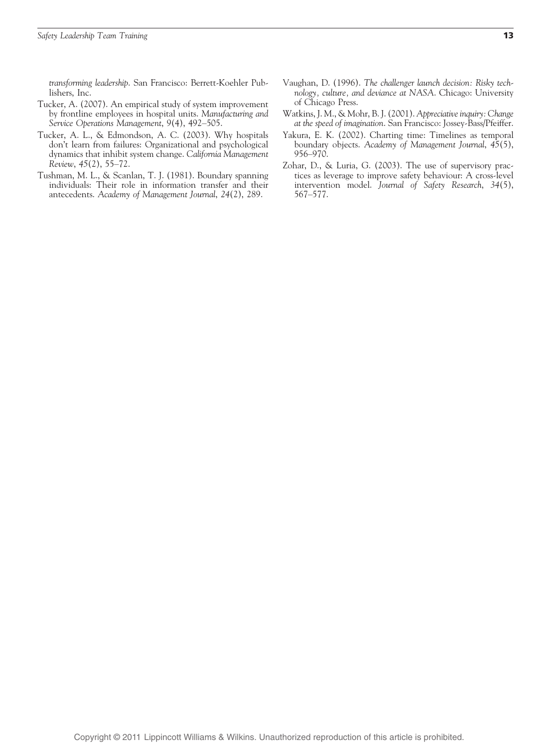*transforming leadership*. San Francisco: Berrett-Koehler Publishers, Inc.

Tucker, A. (2007). An empirical study of system improvement by frontline employees in hospital units. *Manufacturing and Service Operations Management*, *9*(4), 492–505.

Tucker, A. L., & Edmondson, A. C. (2003). Why hospitals don't learn from failures: Organizational and psychological dynamics that inhibit system change. *California Management Review*, *45*(2), 55–72.

Tushman, M. L., & Scanlan, T. J. (1981). Boundary spanning individuals: Their role in information transfer and their antecedents. *Academy of Management Journal*, *24*(2), 289.

Vaughan, D. (1996). *The challenger launch decision: Risky technology, culture, and deviance at NASA*. Chicago: University of Chicago Press.

Watkins, J. M., & Mohr, B. J. (2001). *Appreciative inquiry: Change at the speed of imagination*. San Francisco: Jossey-Bass/Pfeiffer.

Yakura, E. K. (2002). Charting time: Timelines as temporal boundary objects. *Academy of Management Journal*, *45*(5), 956–970.

Zohar, D., & Luria, G. (2003). The use of supervisory practices as leverage to improve safety behaviour: A cross-level intervention model. *Journal of Safety Research*, *34*(5), 567–577.

Copyright © 2011 Lippincott Williams & Wilkins. Unauthorized reproduction of this article is prohibited.